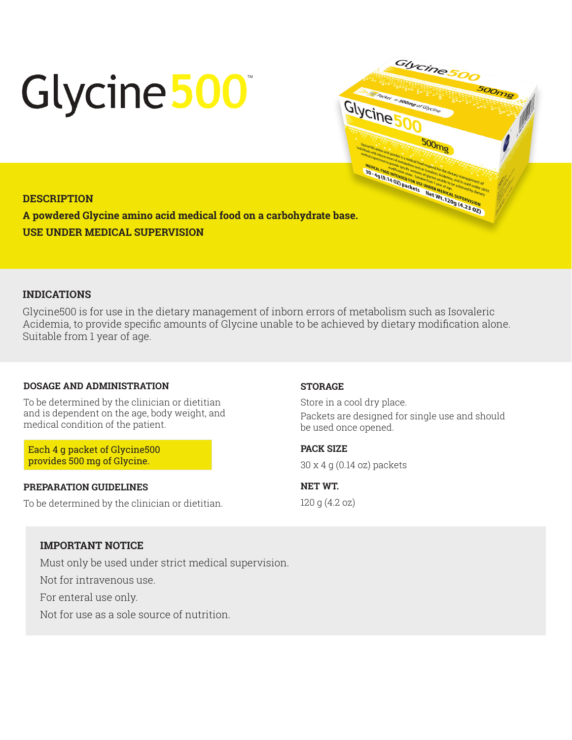# Glycine500™

## DESCRIPTION

**A powdered Glycine amino acid medical food on a carbohydrate base.**

**USE UNDER MEDICAL SUPERVISION**

## INDICATIONS

Glycine500 is for use in the dietary management of inborn errors of metabolism such as Isovaleric Acidemia, to provide specific amounts of Glycine unable to be achieved by dietary modification alone. Suitable from 1 year of age.

### DOSAGE AND ADMINISTRATION

To be determined by the clinician or dietitian and is dependent on the age, body weight, and medical condition of the patient.

Each 4 g packet of Glycine500 provides 500 mg of Glycine.

### PREPARATION GUIDELINES

To be determined by the clinician or dietitian.

### STORAGE

Store in a cool dry place.

Packets are designed for single use and should be used once opened.

### PACK SIZE

30 x 4 g (0.14 oz) packets

### NET WT.

120 g (4.2 oz)

### IMPORTANT NOTICE

Must only be used under strict medical supervision.

Not for intravenous use.

For enteral use only.

Not for use as a sole source of nutrition.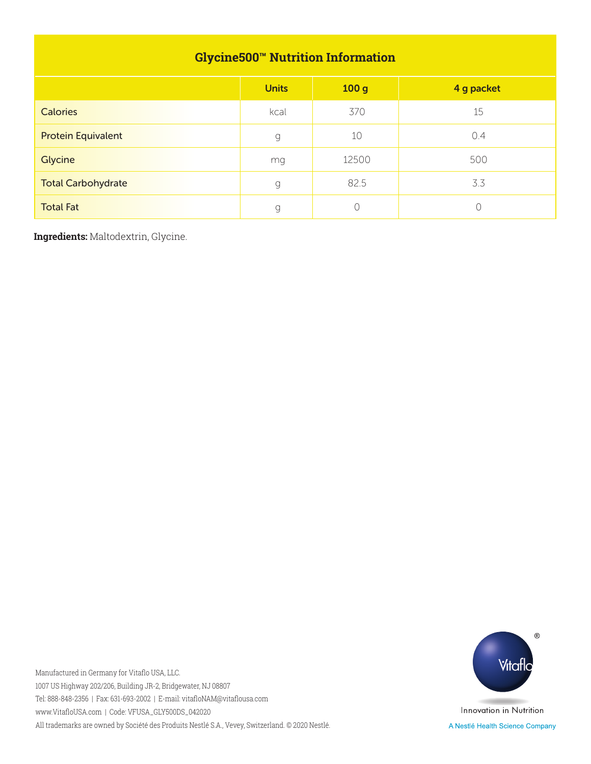## Glycine500™ Nutrition Information

| | Units | 100 g | 4 g packet |
|---|---|---|---|
| Calories | kcal | 370 | 15 |
| Protein Equivalent | g | 10 | 0.4 |
| Glycine | mg | 12500 | 500 |
| Total Carbohydrate | g | 82.5 | 3.3 |
| Total Fat | g | 0 | 0 |

**Ingredients:** Maltodextrin, Glycine.

Manufactured in Germany for Vitaflo USA, LLC.
1007 US Highway 202/206, Building JR-2, Bridgewater, NJ 08807
Tel: 888-848-2356 | Fax: 631-693-2002 | E-mail: vitafloNAM@vitaflousa.com
www.VitafloUSA.com | Code: VFUSA_GLY500DS_042020
All trademarks are owned by Société des Produits Nestlé S.A., Vevey, Switzerland. © 2020 Nestlé.

Vitaflo®
Innovation in Nutrition
A Nestlé Health Science Company